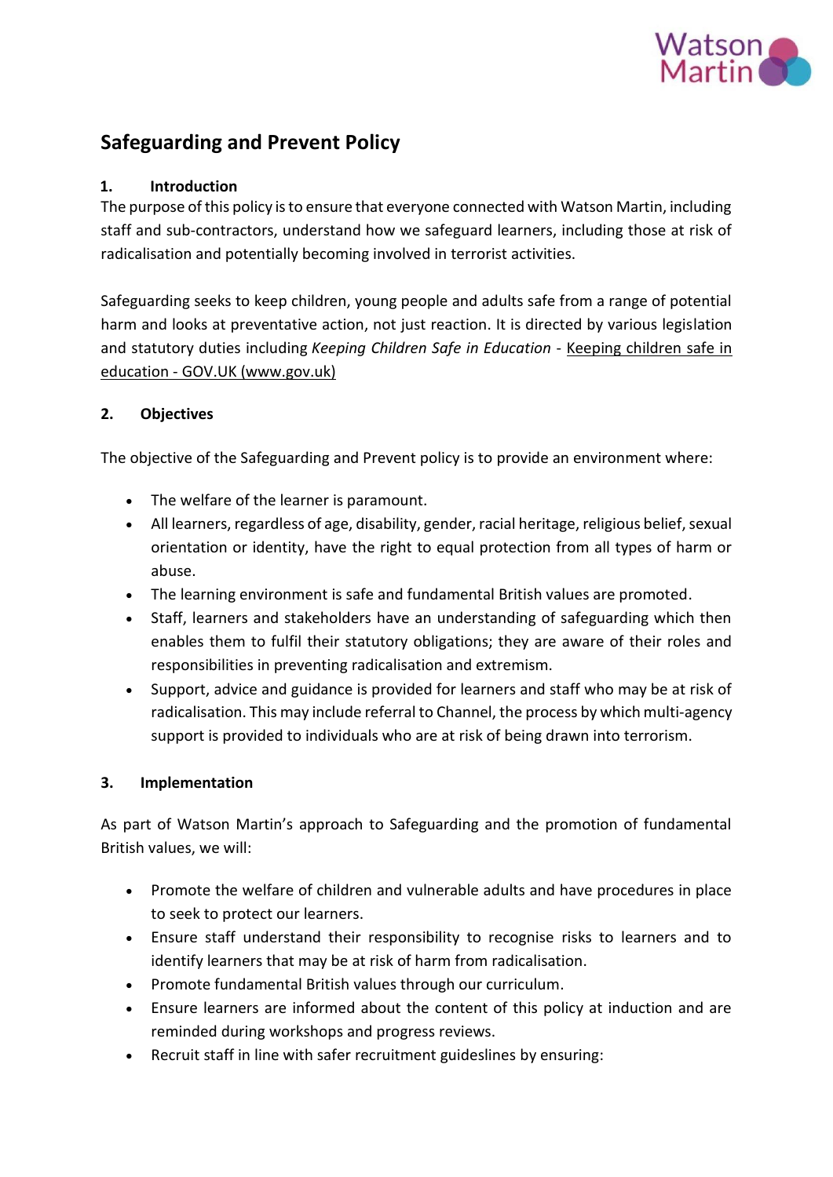# Safeguarding and Prevent Policy

## 1. Introduction

The purpose of this policy is to ensure that everyone connected with Watson Martin, including staff and sub-contractors, understand how we safeguard learners, including those at risk of radicalisation and potentially becoming involved in terrorist activities.

Safeguarding seeks to keep children, young people and adults safe from a range of potential harm and looks at preventative action, not just reaction. It is directed by various legislation and statutory duties including *Keeping Children Safe in Education* - Keeping children safe in education - GOV.UK (www.gov.uk)

## 2. Objectives

The objective of the Safeguarding and Prevent policy is to provide an environment where:

- The welfare of the learner is paramount.
- All learners, regardless of age, disability, gender, racial heritage, religious belief, sexual orientation or identity, have the right to equal protection from all types of harm or abuse.
- The learning environment is safe and fundamental British values are promoted.
- Staff, learners and stakeholders have an understanding of safeguarding which then enables them to fulfil their statutory obligations; they are aware of their roles and responsibilities in preventing radicalisation and extremism.
- Support, advice and guidance is provided for learners and staff who may be at risk of radicalisation. This may include referral to Channel, the process by which multi-agency support is provided to individuals who are at risk of being drawn into terrorism.

## 3. Implementation

As part of Watson Martin's approach to Safeguarding and the promotion of fundamental British values, we will:

- Promote the welfare of children and vulnerable adults and have procedures in place to seek to protect our learners.
- Ensure staff understand their responsibility to recognise risks to learners and to identify learners that may be at risk of harm from radicalisation.
- Promote fundamental British values through our curriculum.
- Ensure learners are informed about the content of this policy at induction and are reminded during workshops and progress reviews.
- Recruit staff in line with safer recruitment guideslines by ensuring: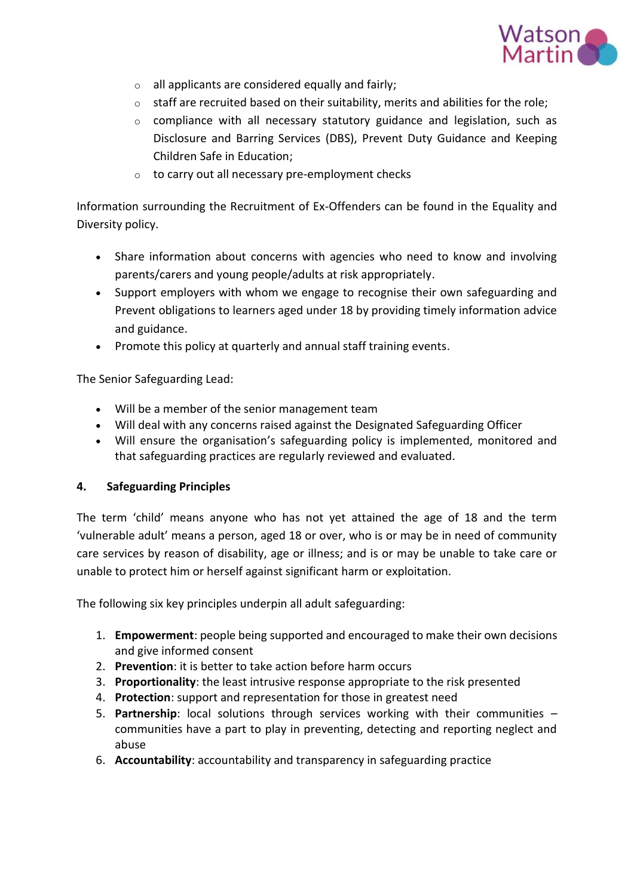- all applicants are considered equally and fairly;
- staff are recruited based on their suitability, merits and abilities for the role;
- compliance with all necessary statutory guidance and legislation, such as Disclosure and Barring Services (DBS), Prevent Duty Guidance and Keeping Children Safe in Education;
- to carry out all necessary pre-employment checks

Information surrounding the Recruitment of Ex-Offenders can be found in the Equality and Diversity policy.

- Share information about concerns with agencies who need to know and involving parents/carers and young people/adults at risk appropriately.
- Support employers with whom we engage to recognise their own safeguarding and Prevent obligations to learners aged under 18 by providing timely information advice and guidance.
- Promote this policy at quarterly and annual staff training events.

The Senior Safeguarding Lead:

- Will be a member of the senior management team
- Will deal with any concerns raised against the Designated Safeguarding Officer
- Will ensure the organisation's safeguarding policy is implemented, monitored and that safeguarding practices are regularly reviewed and evaluated.

## 4. Safeguarding Principles

The term 'child' means anyone who has not yet attained the age of 18 and the term 'vulnerable adult' means a person, aged 18 or over, who is or may be in need of community care services by reason of disability, age or illness; and is or may be unable to take care or unable to protect him or herself against significant harm or exploitation.

The following six key principles underpin all adult safeguarding:

1. **Empowerment**: people being supported and encouraged to make their own decisions and give informed consent
2. **Prevention**: it is better to take action before harm occurs
3. **Proportionality**: the least intrusive response appropriate to the risk presented
4. **Protection**: support and representation for those in greatest need
5. **Partnership**: local solutions through services working with their communities – communities have a part to play in preventing, detecting and reporting neglect and abuse
6. **Accountability**: accountability and transparency in safeguarding practice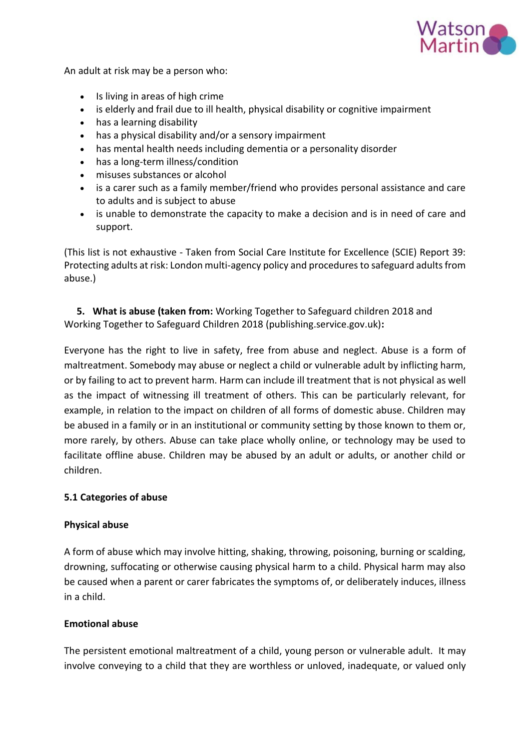An adult at risk may be a person who:

- Is living in areas of high crime
- is elderly and frail due to ill health, physical disability or cognitive impairment
- has a learning disability
- has a physical disability and/or a sensory impairment
- has mental health needs including dementia or a personality disorder
- has a long-term illness/condition
- misuses substances or alcohol
- is a carer such as a family member/friend who provides personal assistance and care to adults and is subject to abuse
- is unable to demonstrate the capacity to make a decision and is in need of care and support.

(This list is not exhaustive - Taken from Social Care Institute for Excellence (SCIE) Report 39: Protecting adults at risk: London multi-agency policy and procedures to safeguard adults from abuse.)

## 5. What is abuse (taken from: Working Together to Safeguard children 2018 and Working Together to Safeguard Children 2018 (publishing.service.gov.uk):

Everyone has the right to live in safety, free from abuse and neglect. Abuse is a form of maltreatment. Somebody may abuse or neglect a child or vulnerable adult by inflicting harm, or by failing to act to prevent harm. Harm can include ill treatment that is not physical as well as the impact of witnessing ill treatment of others. This can be particularly relevant, for example, in relation to the impact on children of all forms of domestic abuse. Children may be abused in a family or in an institutional or community setting by those known to them or, more rarely, by others. Abuse can take place wholly online, or technology may be used to facilitate offline abuse. Children may be abused by an adult or adults, or another child or children.

### 5.1 Categories of abuse

**Physical abuse**

A form of abuse which may involve hitting, shaking, throwing, poisoning, burning or scalding, drowning, suffocating or otherwise causing physical harm to a child. Physical harm may also be caused when a parent or carer fabricates the symptoms of, or deliberately induces, illness in a child.

**Emotional abuse**

The persistent emotional maltreatment of a child, young person or vulnerable adult. It may involve conveying to a child that they are worthless or unloved, inadequate, or valued only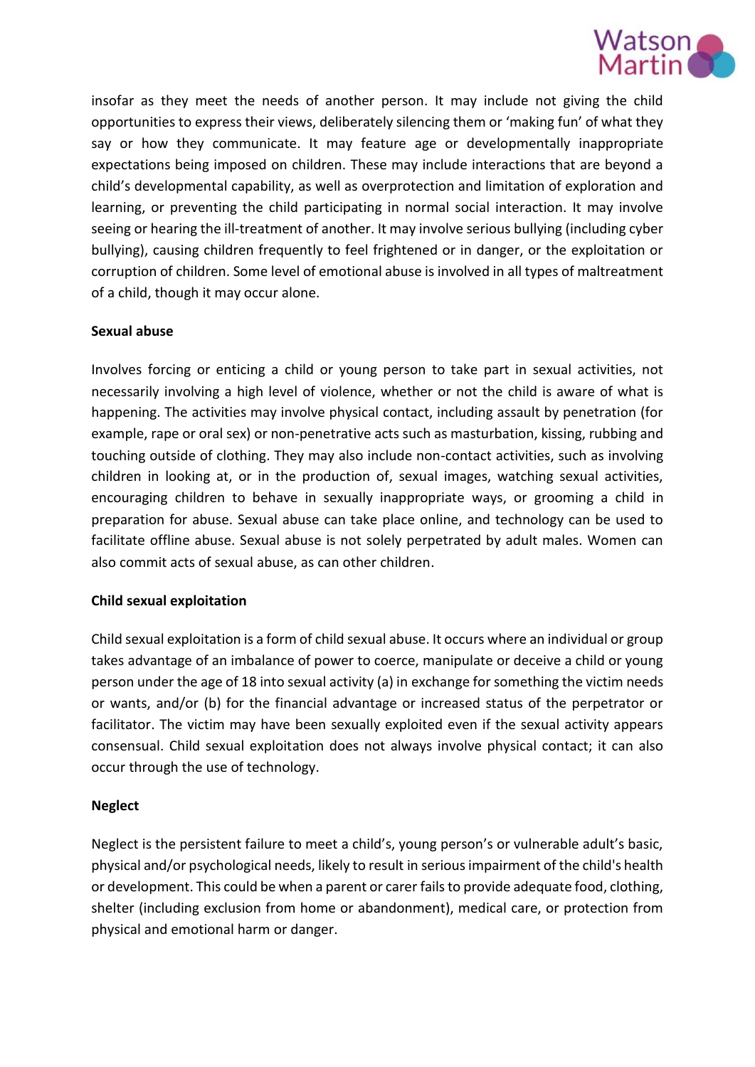insofar as they meet the needs of another person. It may include not giving the child opportunities to express their views, deliberately silencing them or 'making fun' of what they say or how they communicate. It may feature age or developmentally inappropriate expectations being imposed on children. These may include interactions that are beyond a child's developmental capability, as well as overprotection and limitation of exploration and learning, or preventing the child participating in normal social interaction. It may involve seeing or hearing the ill-treatment of another. It may involve serious bullying (including cyber bullying), causing children frequently to feel frightened or in danger, or the exploitation or corruption of children. Some level of emotional abuse is involved in all types of maltreatment of a child, though it may occur alone.

**Sexual abuse**

Involves forcing or enticing a child or young person to take part in sexual activities, not necessarily involving a high level of violence, whether or not the child is aware of what is happening. The activities may involve physical contact, including assault by penetration (for example, rape or oral sex) or non-penetrative acts such as masturbation, kissing, rubbing and touching outside of clothing. They may also include non-contact activities, such as involving children in looking at, or in the production of, sexual images, watching sexual activities, encouraging children to behave in sexually inappropriate ways, or grooming a child in preparation for abuse. Sexual abuse can take place online, and technology can be used to facilitate offline abuse. Sexual abuse is not solely perpetrated by adult males. Women can also commit acts of sexual abuse, as can other children.

**Child sexual exploitation**

Child sexual exploitation is a form of child sexual abuse. It occurs where an individual or group takes advantage of an imbalance of power to coerce, manipulate or deceive a child or young person under the age of 18 into sexual activity (a) in exchange for something the victim needs or wants, and/or (b) for the financial advantage or increased status of the perpetrator or facilitator. The victim may have been sexually exploited even if the sexual activity appears consensual. Child sexual exploitation does not always involve physical contact; it can also occur through the use of technology.

**Neglect**

Neglect is the persistent failure to meet a child's, young person's or vulnerable adult's basic, physical and/or psychological needs, likely to result in serious impairment of the child's health or development. This could be when a parent or carer fails to provide adequate food, clothing, shelter (including exclusion from home or abandonment), medical care, or protection from physical and emotional harm or danger.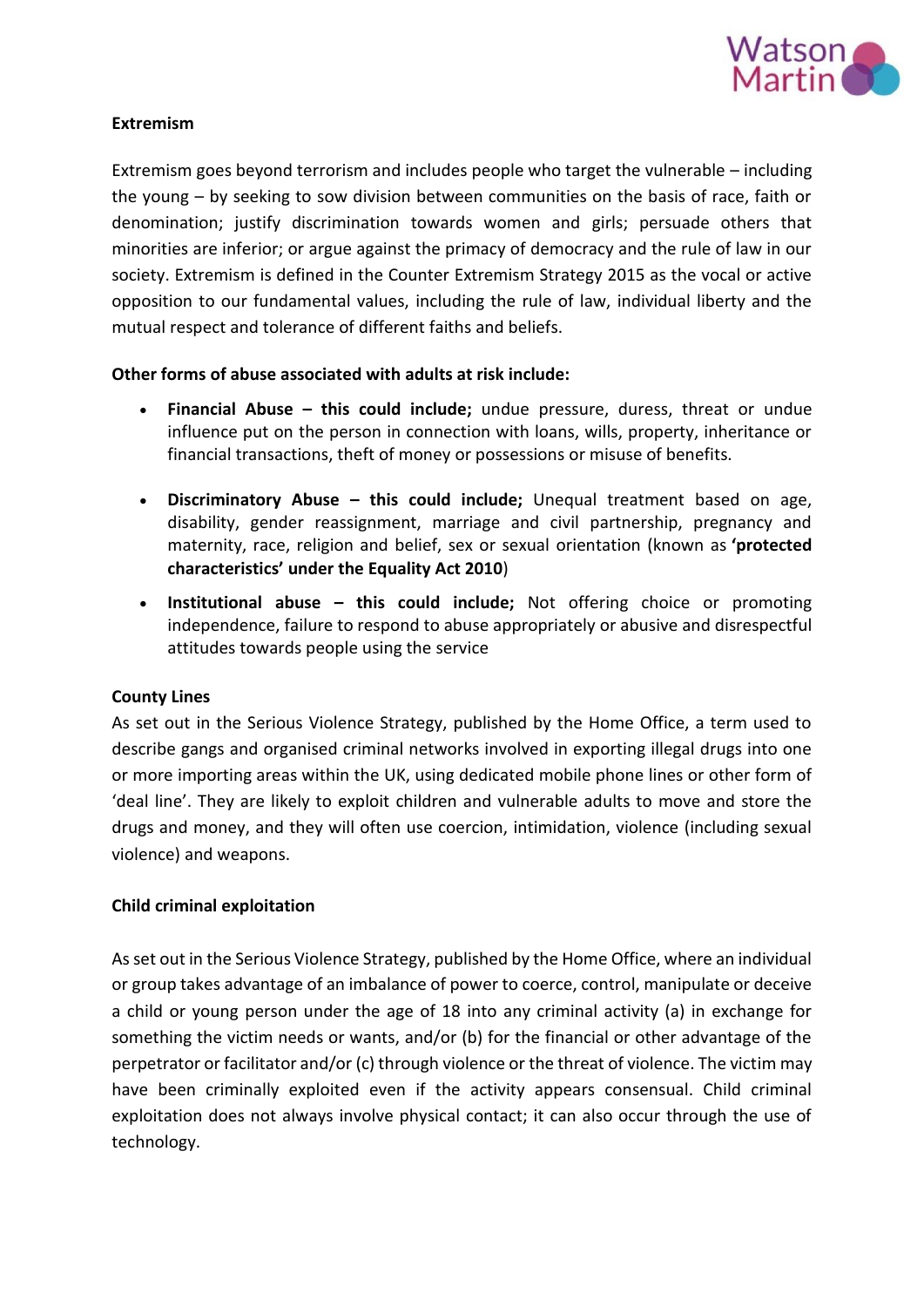**Extremism**

Extremism goes beyond terrorism and includes people who target the vulnerable – including the young – by seeking to sow division between communities on the basis of race, faith or denomination; justify discrimination towards women and girls; persuade others that minorities are inferior; or argue against the primacy of democracy and the rule of law in our society. Extremism is defined in the Counter Extremism Strategy 2015 as the vocal or active opposition to our fundamental values, including the rule of law, individual liberty and the mutual respect and tolerance of different faiths and beliefs.

**Other forms of abuse associated with adults at risk include:**

- **Financial Abuse – this could include;** undue pressure, duress, threat or undue influence put on the person in connection with loans, wills, property, inheritance or financial transactions, theft of money or possessions or misuse of benefits.
- **Discriminatory Abuse – this could include;** Unequal treatment based on age, disability, gender reassignment, marriage and civil partnership, pregnancy and maternity, race, religion and belief, sex or sexual orientation (known as **'protected characteristics' under the Equality Act 2010**)
- **Institutional abuse – this could include;** Not offering choice or promoting independence, failure to respond to abuse appropriately or abusive and disrespectful attitudes towards people using the service

**County Lines**

As set out in the Serious Violence Strategy, published by the Home Office, a term used to describe gangs and organised criminal networks involved in exporting illegal drugs into one or more importing areas within the UK, using dedicated mobile phone lines or other form of 'deal line'. They are likely to exploit children and vulnerable adults to move and store the drugs and money, and they will often use coercion, intimidation, violence (including sexual violence) and weapons.

**Child criminal exploitation**

As set out in the Serious Violence Strategy, published by the Home Office, where an individual or group takes advantage of an imbalance of power to coerce, control, manipulate or deceive a child or young person under the age of 18 into any criminal activity (a) in exchange for something the victim needs or wants, and/or (b) for the financial or other advantage of the perpetrator or facilitator and/or (c) through violence or the threat of violence. The victim may have been criminally exploited even if the activity appears consensual. Child criminal exploitation does not always involve physical contact; it can also occur through the use of technology.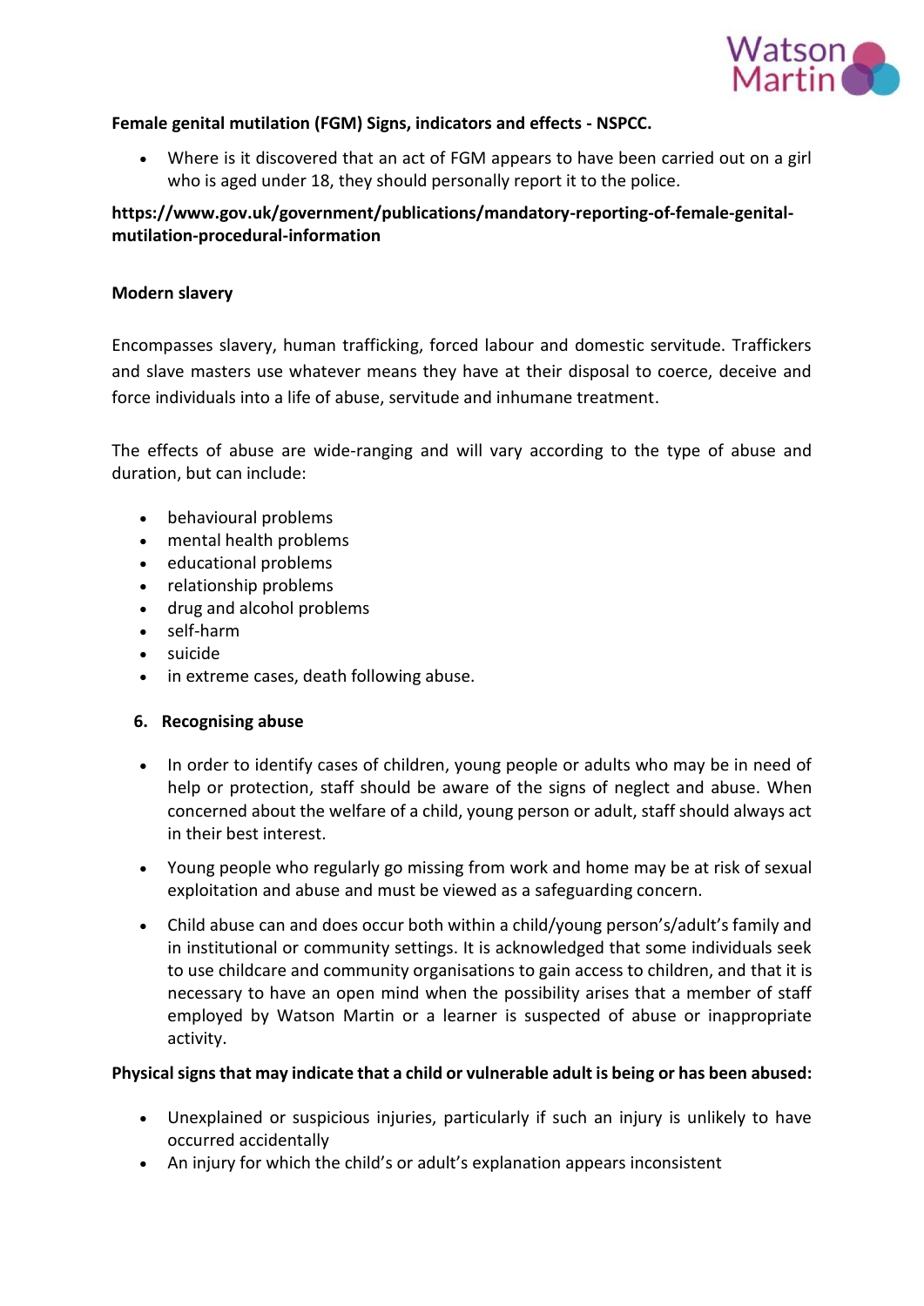**Female genital mutilation (FGM) Signs, indicators and effects - NSPCC.**

- Where is it discovered that an act of FGM appears to have been carried out on a girl who is aged under 18, they should personally report it to the police.

**https://www.gov.uk/government/publications/mandatory-reporting-of-female-genital-mutilation-procedural-information**

**Modern slavery**

Encompasses slavery, human trafficking, forced labour and domestic servitude. Traffickers and slave masters use whatever means they have at their disposal to coerce, deceive and force individuals into a life of abuse, servitude and inhumane treatment.

The effects of abuse are wide-ranging and will vary according to the type of abuse and duration, but can include:

- behavioural problems
- mental health problems
- educational problems
- relationship problems
- drug and alcohol problems
- self-harm
- suicide
- in extreme cases, death following abuse.

## 6. Recognising abuse

- In order to identify cases of children, young people or adults who may be in need of help or protection, staff should be aware of the signs of neglect and abuse. When concerned about the welfare of a child, young person or adult, staff should always act in their best interest.
- Young people who regularly go missing from work and home may be at risk of sexual exploitation and abuse and must be viewed as a safeguarding concern.
- Child abuse can and does occur both within a child/young person's/adult's family and in institutional or community settings. It is acknowledged that some individuals seek to use childcare and community organisations to gain access to children, and that it is necessary to have an open mind when the possibility arises that a member of staff employed by Watson Martin or a learner is suspected of abuse or inappropriate activity.

**Physical signs that may indicate that a child or vulnerable adult is being or has been abused:**

- Unexplained or suspicious injuries, particularly if such an injury is unlikely to have occurred accidentally
- An injury for which the child's or adult's explanation appears inconsistent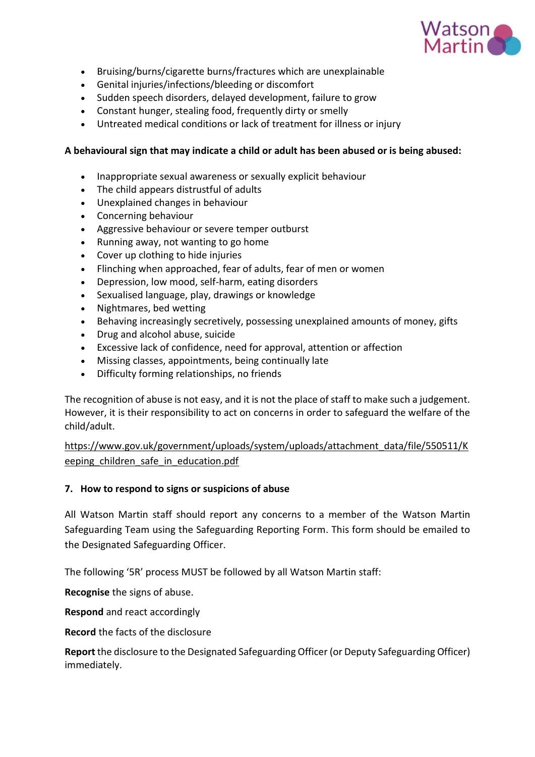- Bruising/burns/cigarette burns/fractures which are unexplainable
- Genital injuries/infections/bleeding or discomfort
- Sudden speech disorders, delayed development, failure to grow
- Constant hunger, stealing food, frequently dirty or smelly
- Untreated medical conditions or lack of treatment for illness or injury

**A behavioural sign that may indicate a child or adult has been abused or is being abused:**

- Inappropriate sexual awareness or sexually explicit behaviour
- The child appears distrustful of adults
- Unexplained changes in behaviour
- Concerning behaviour
- Aggressive behaviour or severe temper outburst
- Running away, not wanting to go home
- Cover up clothing to hide injuries
- Flinching when approached, fear of adults, fear of men or women
- Depression, low mood, self-harm, eating disorders
- Sexualised language, play, drawings or knowledge
- Nightmares, bed wetting
- Behaving increasingly secretively, possessing unexplained amounts of money, gifts
- Drug and alcohol abuse, suicide
- Excessive lack of confidence, need for approval, attention or affection
- Missing classes, appointments, being continually late
- Difficulty forming relationships, no friends

The recognition of abuse is not easy, and it is not the place of staff to make such a judgement. However, it is their responsibility to act on concerns in order to safeguard the welfare of the child/adult.

https://www.gov.uk/government/uploads/system/uploads/attachment_data/file/550511/Keeping_children_safe_in_education.pdf

## 7. How to respond to signs or suspicions of abuse

All Watson Martin staff should report any concerns to a member of the Watson Martin Safeguarding Team using the Safeguarding Reporting Form. This form should be emailed to the Designated Safeguarding Officer.

The following '5R' process MUST be followed by all Watson Martin staff:

**Recognise** the signs of abuse.

**Respond** and react accordingly

**Record** the facts of the disclosure

**Report** the disclosure to the Designated Safeguarding Officer (or Deputy Safeguarding Officer) immediately.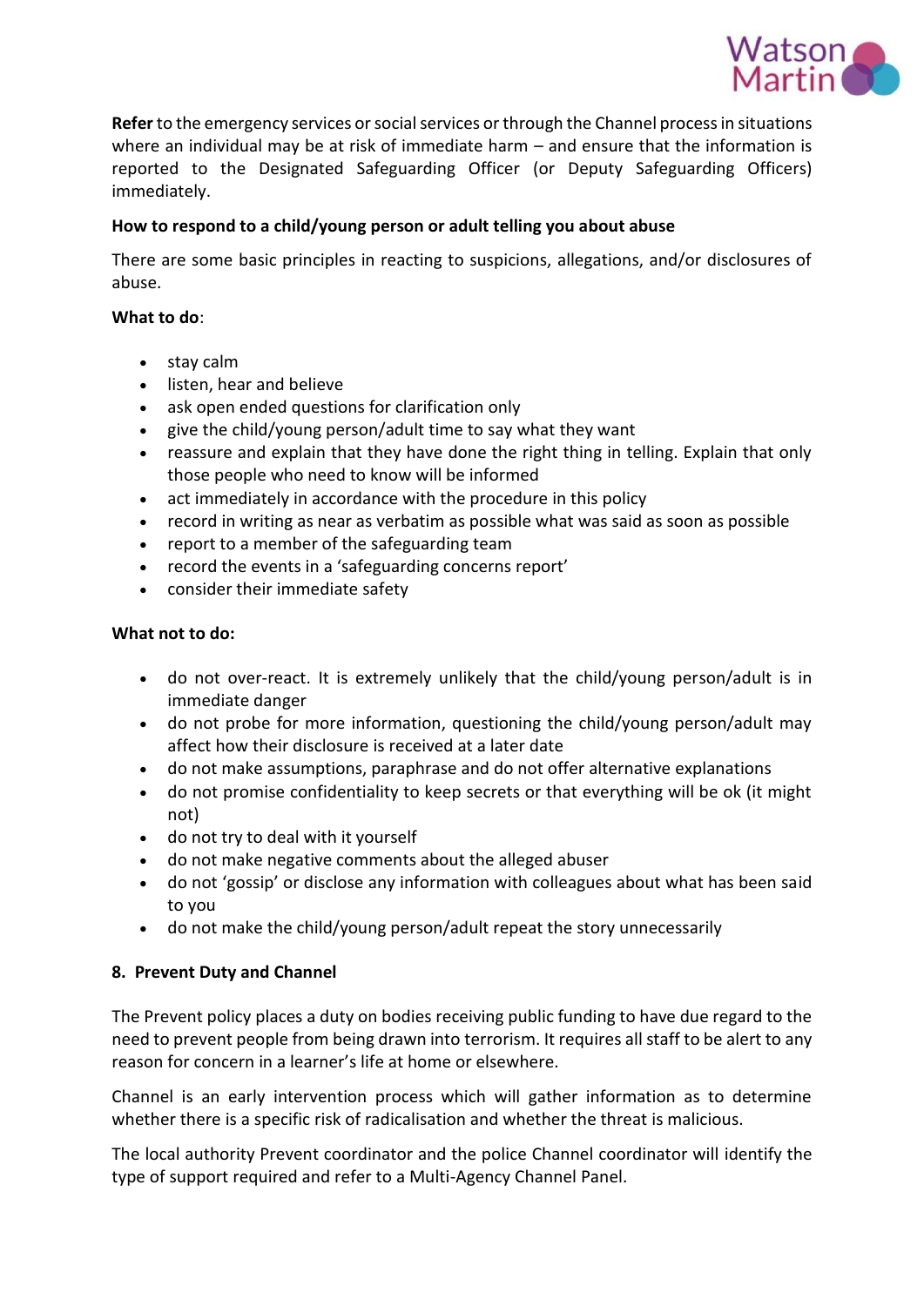**Refer** to the emergency services or social services or through the Channel process in situations where an individual may be at risk of immediate harm – and ensure that the information is reported to the Designated Safeguarding Officer (or Deputy Safeguarding Officers) immediately.

**How to respond to a child/young person or adult telling you about abuse**

There are some basic principles in reacting to suspicions, allegations, and/or disclosures of abuse.

**What to do**:

- stay calm
- listen, hear and believe
- ask open ended questions for clarification only
- give the child/young person/adult time to say what they want
- reassure and explain that they have done the right thing in telling. Explain that only those people who need to know will be informed
- act immediately in accordance with the procedure in this policy
- record in writing as near as verbatim as possible what was said as soon as possible
- report to a member of the safeguarding team
- record the events in a 'safeguarding concerns report'
- consider their immediate safety

**What not to do:**

- do not over-react. It is extremely unlikely that the child/young person/adult is in immediate danger
- do not probe for more information, questioning the child/young person/adult may affect how their disclosure is received at a later date
- do not make assumptions, paraphrase and do not offer alternative explanations
- do not promise confidentiality to keep secrets or that everything will be ok (it might not)
- do not try to deal with it yourself
- do not make negative comments about the alleged abuser
- do not 'gossip' or disclose any information with colleagues about what has been said to you
- do not make the child/young person/adult repeat the story unnecessarily

## 8. Prevent Duty and Channel

The Prevent policy places a duty on bodies receiving public funding to have due regard to the need to prevent people from being drawn into terrorism. It requires all staff to be alert to any reason for concern in a learner's life at home or elsewhere.

Channel is an early intervention process which will gather information as to determine whether there is a specific risk of radicalisation and whether the threat is malicious.

The local authority Prevent coordinator and the police Channel coordinator will identify the type of support required and refer to a Multi-Agency Channel Panel.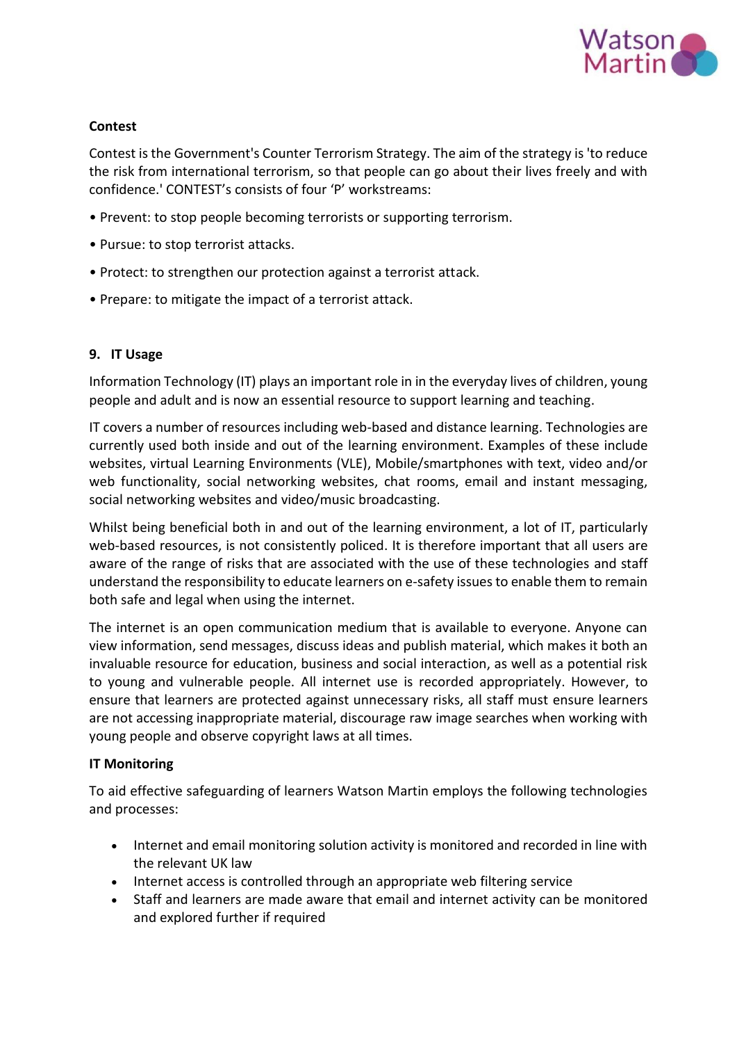**Contest**

Contest is the Government's Counter Terrorism Strategy. The aim of the strategy is 'to reduce the risk from international terrorism, so that people can go about their lives freely and with confidence.' CONTEST's consists of four 'P' workstreams:

- Prevent: to stop people becoming terrorists or supporting terrorism.
- Pursue: to stop terrorist attacks.
- Protect: to strengthen our protection against a terrorist attack.
- Prepare: to mitigate the impact of a terrorist attack.

## 9. IT Usage

Information Technology (IT) plays an important role in in the everyday lives of children, young people and adult and is now an essential resource to support learning and teaching.

IT covers a number of resources including web-based and distance learning. Technologies are currently used both inside and out of the learning environment. Examples of these include websites, virtual Learning Environments (VLE), Mobile/smartphones with text, video and/or web functionality, social networking websites, chat rooms, email and instant messaging, social networking websites and video/music broadcasting.

Whilst being beneficial both in and out of the learning environment, a lot of IT, particularly web-based resources, is not consistently policed. It is therefore important that all users are aware of the range of risks that are associated with the use of these technologies and staff understand the responsibility to educate learners on e-safety issues to enable them to remain both safe and legal when using the internet.

The internet is an open communication medium that is available to everyone. Anyone can view information, send messages, discuss ideas and publish material, which makes it both an invaluable resource for education, business and social interaction, as well as a potential risk to young and vulnerable people. All internet use is recorded appropriately. However, to ensure that learners are protected against unnecessary risks, all staff must ensure learners are not accessing inappropriate material, discourage raw image searches when working with young people and observe copyright laws at all times.

**IT Monitoring**

To aid effective safeguarding of learners Watson Martin employs the following technologies and processes:

- Internet and email monitoring solution activity is monitored and recorded in line with the relevant UK law
- Internet access is controlled through an appropriate web filtering service
- Staff and learners are made aware that email and internet activity can be monitored and explored further if required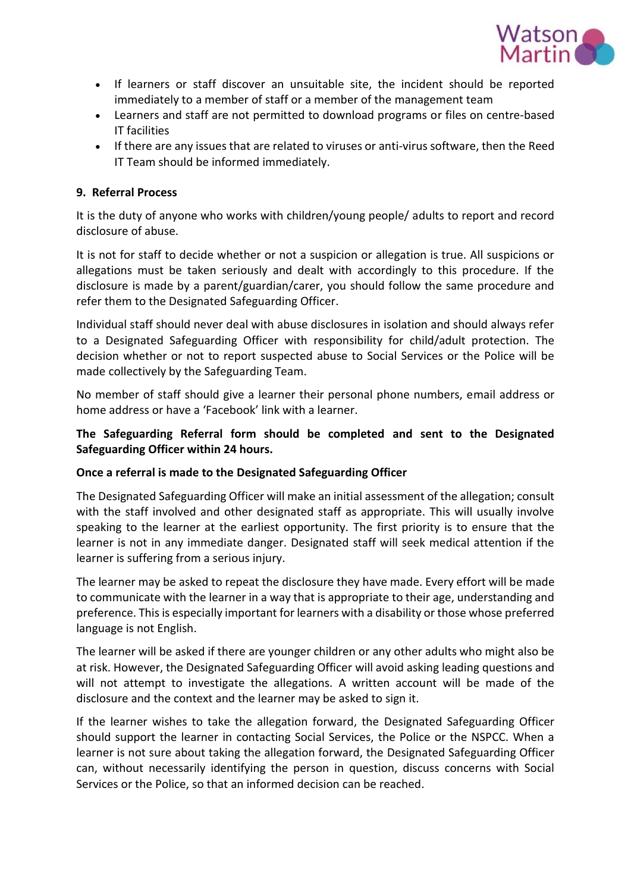- If learners or staff discover an unsuitable site, the incident should be reported immediately to a member of staff or a member of the management team
- Learners and staff are not permitted to download programs or files on centre-based IT facilities
- If there are any issues that are related to viruses or anti-virus software, then the Reed IT Team should be informed immediately.

## 9. Referral Process

It is the duty of anyone who works with children/young people/ adults to report and record disclosure of abuse.

It is not for staff to decide whether or not a suspicion or allegation is true. All suspicions or allegations must be taken seriously and dealt with accordingly to this procedure. If the disclosure is made by a parent/guardian/carer, you should follow the same procedure and refer them to the Designated Safeguarding Officer.

Individual staff should never deal with abuse disclosures in isolation and should always refer to a Designated Safeguarding Officer with responsibility for child/adult protection. The decision whether or not to report suspected abuse to Social Services or the Police will be made collectively by the Safeguarding Team.

No member of staff should give a learner their personal phone numbers, email address or home address or have a 'Facebook' link with a learner.

**The Safeguarding Referral form should be completed and sent to the Designated Safeguarding Officer within 24 hours.**

**Once a referral is made to the Designated Safeguarding Officer**

The Designated Safeguarding Officer will make an initial assessment of the allegation; consult with the staff involved and other designated staff as appropriate. This will usually involve speaking to the learner at the earliest opportunity. The first priority is to ensure that the learner is not in any immediate danger. Designated staff will seek medical attention if the learner is suffering from a serious injury.

The learner may be asked to repeat the disclosure they have made. Every effort will be made to communicate with the learner in a way that is appropriate to their age, understanding and preference. This is especially important for learners with a disability or those whose preferred language is not English.

The learner will be asked if there are younger children or any other adults who might also be at risk. However, the Designated Safeguarding Officer will avoid asking leading questions and will not attempt to investigate the allegations. A written account will be made of the disclosure and the context and the learner may be asked to sign it.

If the learner wishes to take the allegation forward, the Designated Safeguarding Officer should support the learner in contacting Social Services, the Police or the NSPCC. When a learner is not sure about taking the allegation forward, the Designated Safeguarding Officer can, without necessarily identifying the person in question, discuss concerns with Social Services or the Police, so that an informed decision can be reached.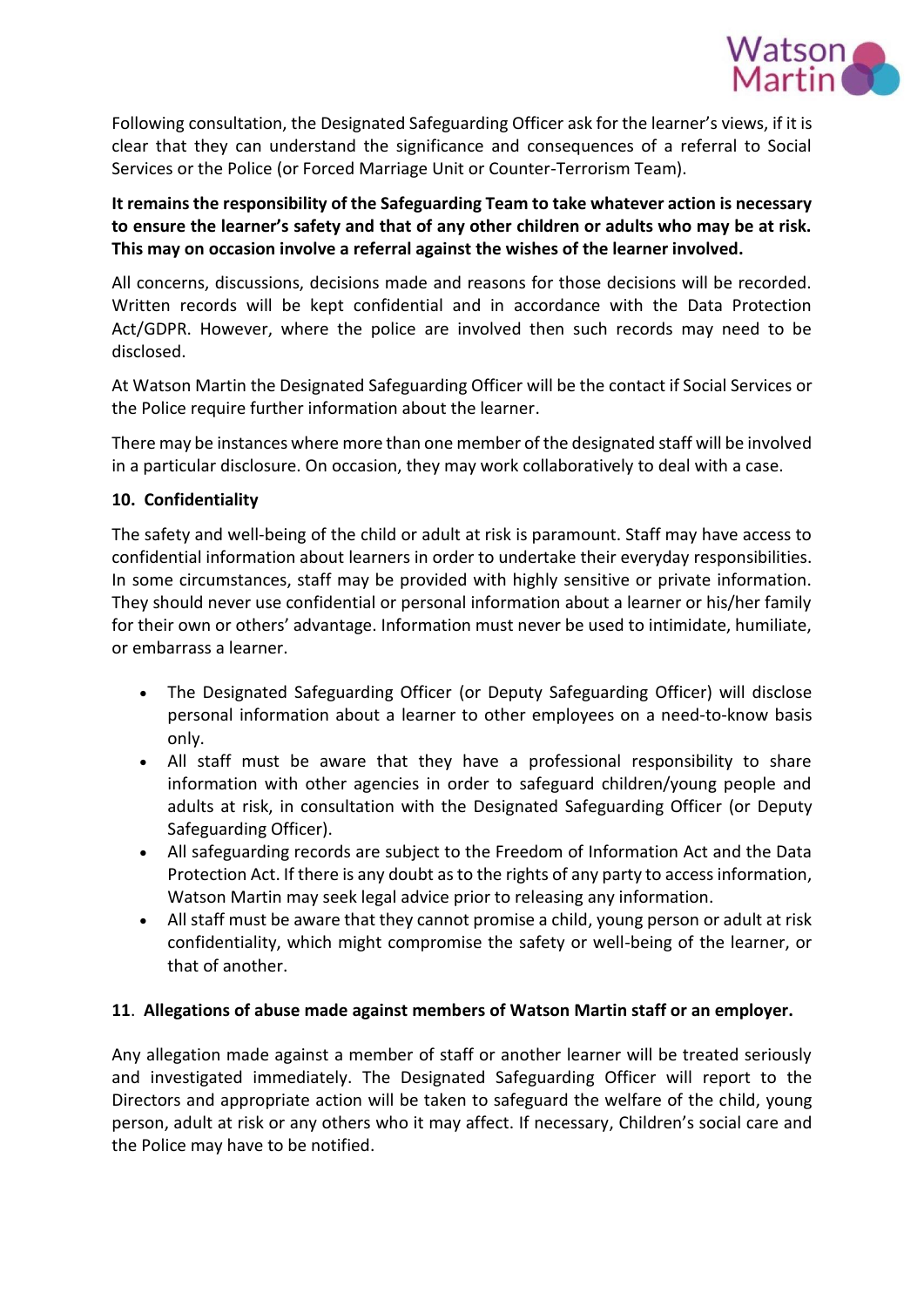Following consultation, the Designated Safeguarding Officer ask for the learner's views, if it is clear that they can understand the significance and consequences of a referral to Social Services or the Police (or Forced Marriage Unit or Counter-Terrorism Team).

**It remains the responsibility of the Safeguarding Team to take whatever action is necessary to ensure the learner's safety and that of any other children or adults who may be at risk. This may on occasion involve a referral against the wishes of the learner involved.**

All concerns, discussions, decisions made and reasons for those decisions will be recorded. Written records will be kept confidential and in accordance with the Data Protection Act/GDPR. However, where the police are involved then such records may need to be disclosed.

At Watson Martin the Designated Safeguarding Officer will be the contact if Social Services or the Police require further information about the learner.

There may be instances where more than one member of the designated staff will be involved in a particular disclosure. On occasion, they may work collaboratively to deal with a case.

### 10. Confidentiality

The safety and well-being of the child or adult at risk is paramount. Staff may have access to confidential information about learners in order to undertake their everyday responsibilities. In some circumstances, staff may be provided with highly sensitive or private information. They should never use confidential or personal information about a learner or his/her family for their own or others' advantage. Information must never be used to intimidate, humiliate, or embarrass a learner.

- The Designated Safeguarding Officer (or Deputy Safeguarding Officer) will disclose personal information about a learner to other employees on a need-to-know basis only.
- All staff must be aware that they have a professional responsibility to share information with other agencies in order to safeguard children/young people and adults at risk, in consultation with the Designated Safeguarding Officer (or Deputy Safeguarding Officer).
- All safeguarding records are subject to the Freedom of Information Act and the Data Protection Act. If there is any doubt as to the rights of any party to access information, Watson Martin may seek legal advice prior to releasing any information.
- All staff must be aware that they cannot promise a child, young person or adult at risk confidentiality, which might compromise the safety or well-being of the learner, or that of another.

### 11. Allegations of abuse made against members of Watson Martin staff or an employer.

Any allegation made against a member of staff or another learner will be treated seriously and investigated immediately. The Designated Safeguarding Officer will report to the Directors and appropriate action will be taken to safeguard the welfare of the child, young person, adult at risk or any others who it may affect. If necessary, Children's social care and the Police may have to be notified.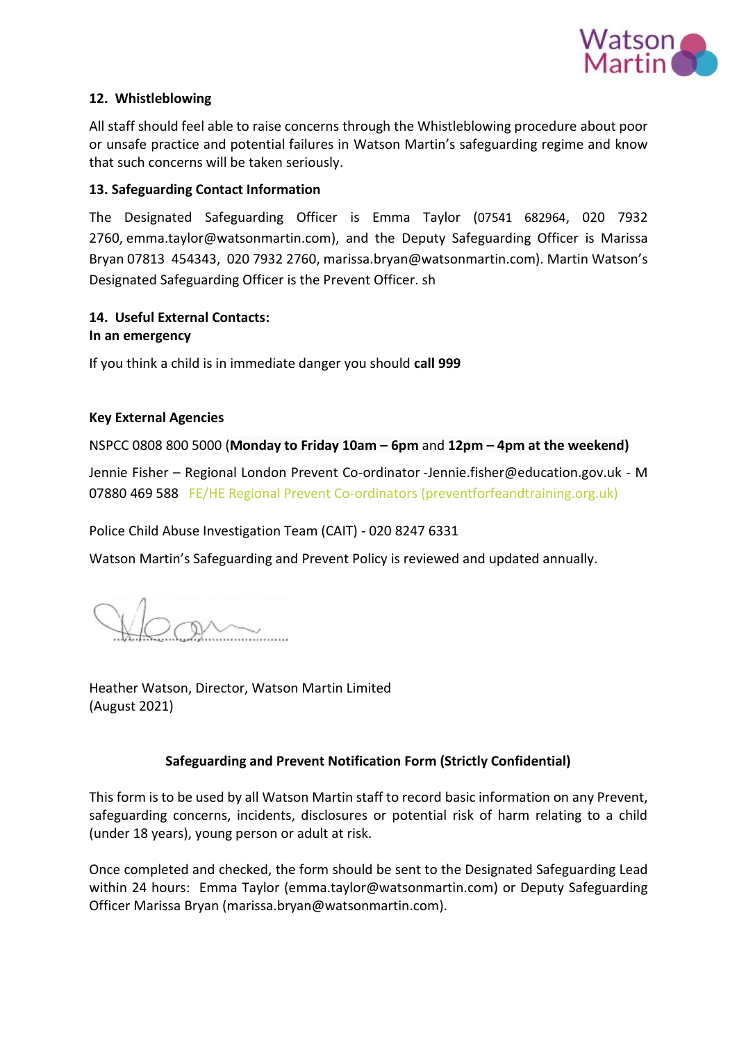## 12. Whistleblowing

All staff should feel able to raise concerns through the Whistleblowing procedure about poor or unsafe practice and potential failures in Watson Martin's safeguarding regime and know that such concerns will be taken seriously.

## 13. Safeguarding Contact Information

The Designated Safeguarding Officer is Emma Taylor (07541 682964, 020 7932 2760, emma.taylor@watsonmartin.com), and the Deputy Safeguarding Officer is Marissa Bryan 07813 454343, 020 7932 2760, marissa.bryan@watsonmartin.com). Martin Watson's Designated Safeguarding Officer is the Prevent Officer. sh

## 14. Useful External Contacts:

**In an emergency**

If you think a child is in immediate danger you should **call 999**

**Key External Agencies**

NSPCC 0808 800 5000 (**Monday to Friday 10am – 6pm** and **12pm – 4pm at the weekend)**

Jennie Fisher – Regional London Prevent Co-ordinator -Jennie.fisher@education.gov.uk - M 07880 469 588 FE/HE Regional Prevent Co-ordinators (preventforfeandtraining.org.uk)

Police Child Abuse Investigation Team (CAIT) - 020 8247 6331

Watson Martin's Safeguarding and Prevent Policy is reviewed and updated annually.

Heather Watson, Director, Watson Martin Limited
(August 2021)

**Safeguarding and Prevent Notification Form (Strictly Confidential)**

This form is to be used by all Watson Martin staff to record basic information on any Prevent, safeguarding concerns, incidents, disclosures or potential risk of harm relating to a child (under 18 years), young person or adult at risk.

Once completed and checked, the form should be sent to the Designated Safeguarding Lead within 24 hours: Emma Taylor (emma.taylor@watsonmartin.com) or Deputy Safeguarding Officer Marissa Bryan (marissa.bryan@watsonmartin.com).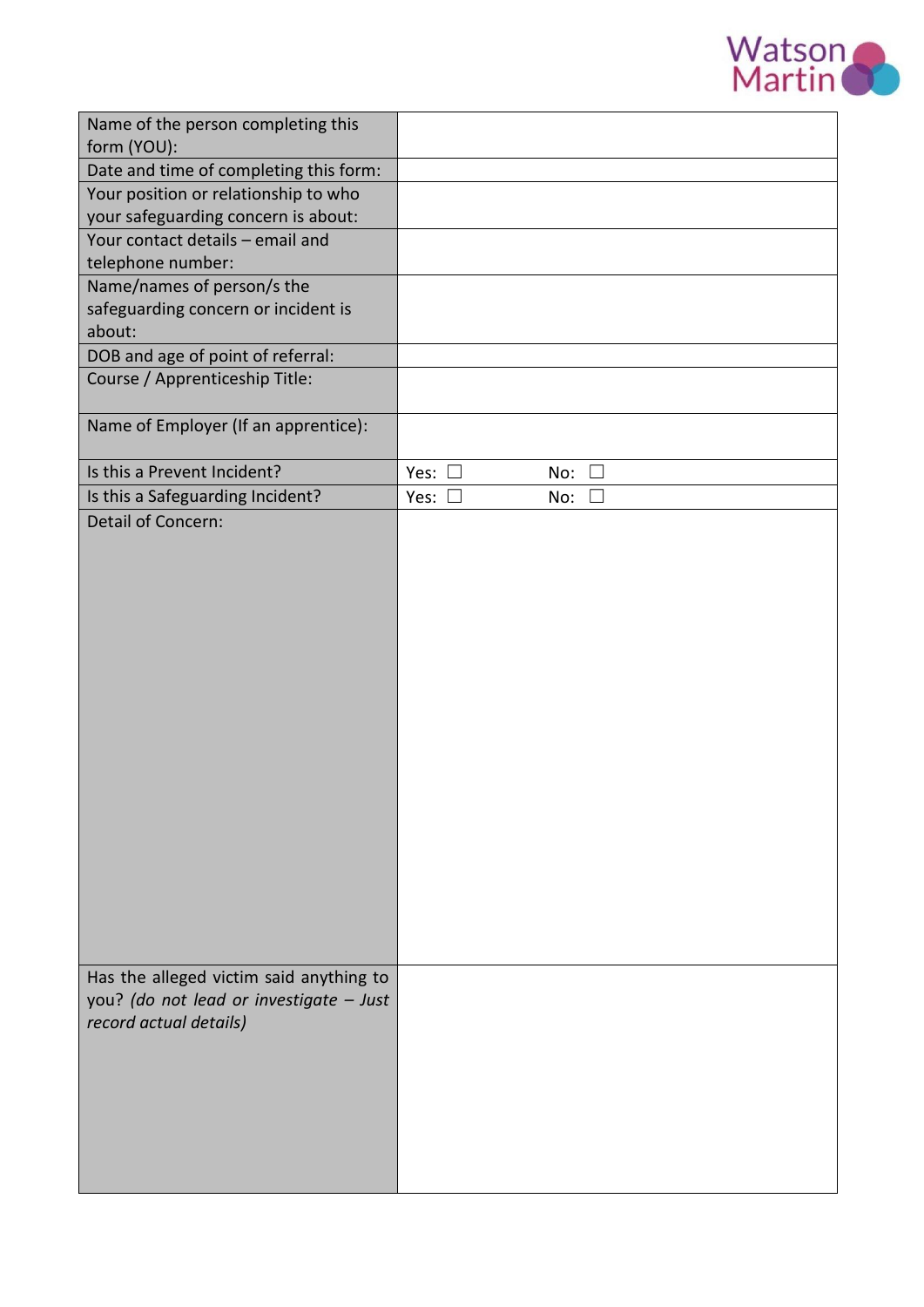| | | |
|---|---|---|
| Name of the person completing this form (YOU): | | |
| Date and time of completing this form: | | |
| Your position or relationship to who your safeguarding concern is about: | | |
| Your contact details – email and telephone number: | | |
| Name/names of person/s the safeguarding concern or incident is about: | | |
| DOB and age of point of referral: | | |
| Course / Apprenticeship Title: | | |
| Name of Employer (If an apprentice): | | |
| Is this a Prevent Incident? | Yes: ☐ | No: ☐ |
| Is this a Safeguarding Incident? | Yes: ☐ | No: ☐ |
| Detail of Concern: | | |
| Has the alleged victim said anything to you? *(do not lead or investigate – Just record actual details)* | | |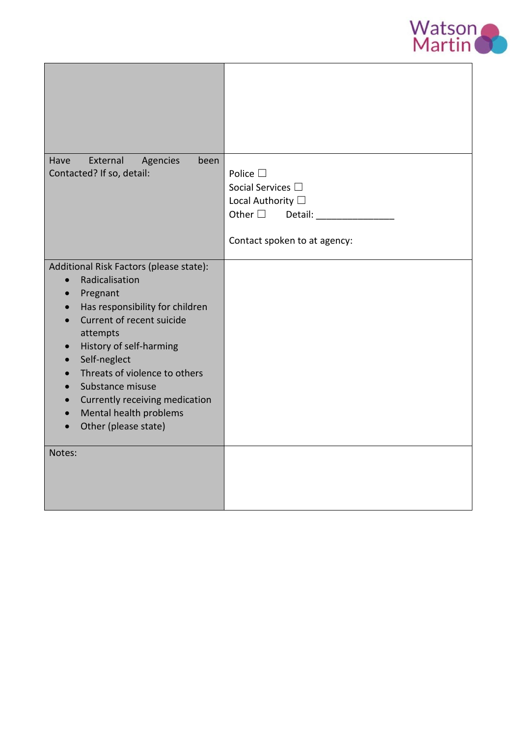| | |
|---|---|
| | |
| Have External Agencies been Contacted? If so, detail: | Police ☐<br>Social Services ☐<br>Local Authority ☐<br>Other ☐ Detail: _______________<br><br>Contact spoken to at agency: |
| Additional Risk Factors (please state):<br>• Radicalisation<br>• Pregnant<br>• Has responsibility for children<br>• Current of recent suicide attempts<br>• History of self-harming<br>• Self-neglect<br>• Threats of violence to others<br>• Substance misuse<br>• Currently receiving medication<br>• Mental health problems<br>• Other (please state) | |
| Notes: | |